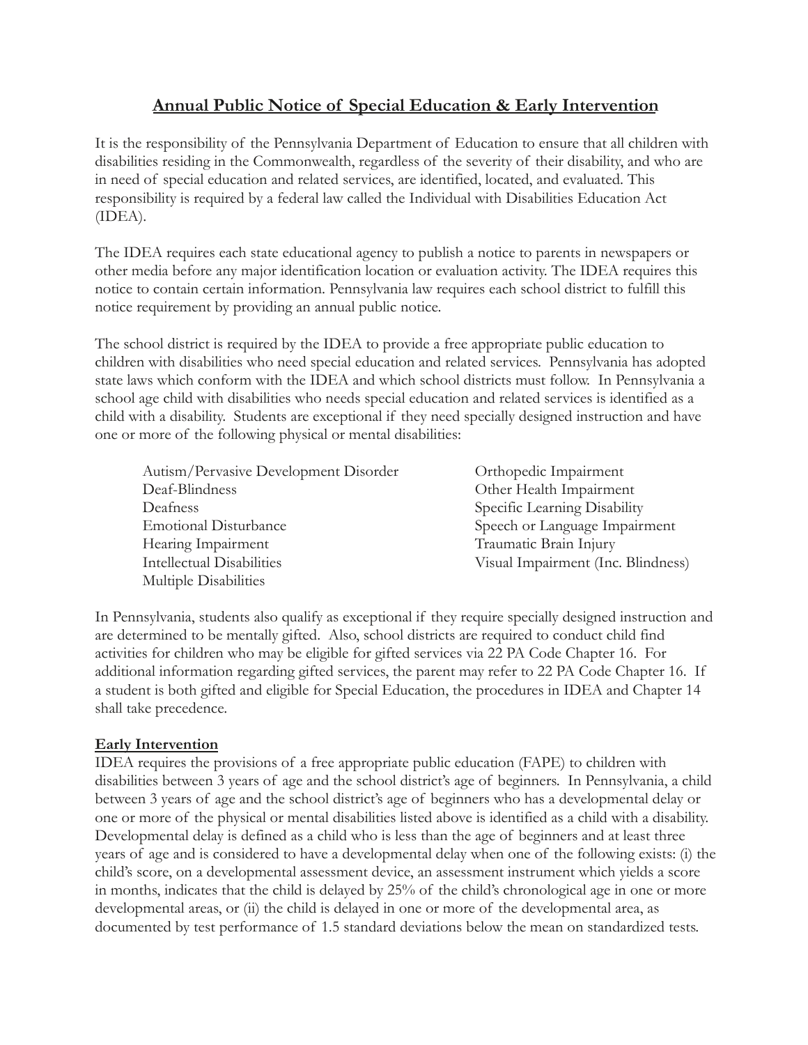# Annual Public Notice of Special Education & Early Intervention

It is the responsibility of the Pennsylvania Department of Education to ensure that all children with disabilities residing in the Commonwealth, regardless of the severity of their disability, and who are in need of special education and related services, are identified, located, and evaluated. This responsibility is required by a federal law called the Individual with Disabilities Education Act (IDEA).

The IDEA requires each state educational agency to publish a notice to parents in newspapers or other media before any major identification location or evaluation activity. The IDEA requires this notice to contain certain information. Pennsylvania law requires each school district to fulfill this notice requirement by providing an annual public notice.

The school district is required by the IDEA to provide a free appropriate public education to children with disabilities who need special education and related services. Pennsylvania has adopted state laws which conform with the IDEA and which school districts must follow. In Pennsylvania a school age child with disabilities who needs special education and related services is identified as a child with a disability. Students are exceptional if they need specially designed instruction and have one or more of the following physical or mental disabilities:

- Autism/Pervasive Development Disorder
- Deaf-Blindness
- Deafness
- Emotional Disturbance
- Hearing Impairment
- Intellectual Disabilities
- Multiple Disabilities
- Orthopedic Impairment
- Other Health Impairment
- Specific Learning Disability
- Speech or Language Impairment
- Traumatic Brain Injury
- Visual Impairment (Inc. Blindness)

In Pennsylvania, students also qualify as exceptional if they require specially designed instruction and are determined to be mentally gifted. Also, school districts are required to conduct child find activities for children who may be eligible for gifted services via 22 PA Code Chapter 16. For additional information regarding gifted services, the parent may refer to 22 PA Code Chapter 16. If a student is both gifted and eligible for Special Education, the procedures in IDEA and Chapter 14 shall take precedence.

## Early Intervention

IDEA requires the provisions of a free appropriate public education (FAPE) to children with disabilities between 3 years of age and the school district's age of beginners. In Pennsylvania, a child between 3 years of age and the school district's age of beginners who has a developmental delay or one or more of the physical or mental disabilities listed above is identified as a child with a disability. Developmental delay is defined as a child who is less than the age of beginners and at least three years of age and is considered to have a developmental delay when one of the following exists: (i) the child's score, on a developmental assessment device, an assessment instrument which yields a score in months, indicates that the child is delayed by 25% of the child's chronological age in one or more developmental areas, or (ii) the child is delayed in one or more of the developmental area, as documented by test performance of 1.5 standard deviations below the mean on standardized tests.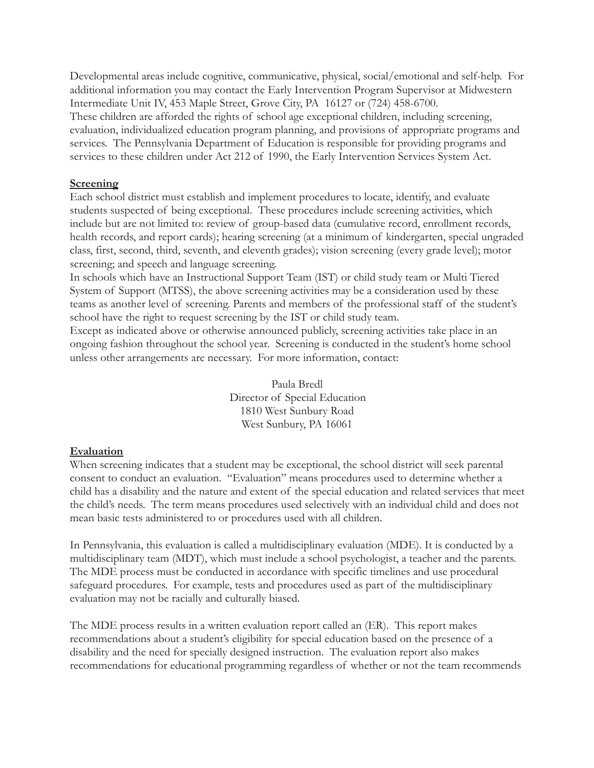Developmental areas include cognitive, communicative, physical, social/emotional and self-help. For additional information you may contact the Early Intervention Program Supervisor at Midwestern Intermediate Unit IV, 453 Maple Street, Grove City, PA 16127 or (724) 458-6700.
These children are afforded the rights of school age exceptional children, including screening, evaluation, individualized education program planning, and provisions of appropriate programs and services. The Pennsylvania Department of Education is responsible for providing programs and services to these children under Act 212 of 1990, the Early Intervention Services System Act.

**Screening**

Each school district must establish and implement procedures to locate, identify, and evaluate students suspected of being exceptional. These procedures include screening activities, which include but are not limited to: review of group-based data (cumulative record, enrollment records, health records, and report cards); hearing screening (at a minimum of kindergarten, special ungraded class, first, second, third, seventh, and eleventh grades); vision screening (every grade level); motor screening; and speech and language screening.
In schools which have an Instructional Support Team (IST) or child study team or Multi Tiered System of Support (MTSS), the above screening activities may be a consideration used by these teams as another level of screening. Parents and members of the professional staff of the student's school have the right to request screening by the IST or child study team.
Except as indicated above or otherwise announced publicly, screening activities take place in an ongoing fashion throughout the school year. Screening is conducted in the student's home school unless other arrangements are necessary. For more information, contact:

Paula Bredl
Director of Special Education
1810 West Sunbury Road
West Sunbury, PA 16061

**Evaluation**

When screening indicates that a student may be exceptional, the school district will seek parental consent to conduct an evaluation. "Evaluation" means procedures used to determine whether a child has a disability and the nature and extent of the special education and related services that meet the child's needs. The term means procedures used selectively with an individual child and does not mean basic tests administered to or procedures used with all children.

In Pennsylvania, this evaluation is called a multidisciplinary evaluation (MDE). It is conducted by a multidisciplinary team (MDT), which must include a school psychologist, a teacher and the parents. The MDE process must be conducted in accordance with specific timelines and use procedural safeguard procedures. For example, tests and procedures used as part of the multidisciplinary evaluation may not be racially and culturally biased.

The MDE process results in a written evaluation report called an (ER). This report makes recommendations about a student's eligibility for special education based on the presence of a disability and the need for specially designed instruction. The evaluation report also makes recommendations for educational programming regardless of whether or not the team recommends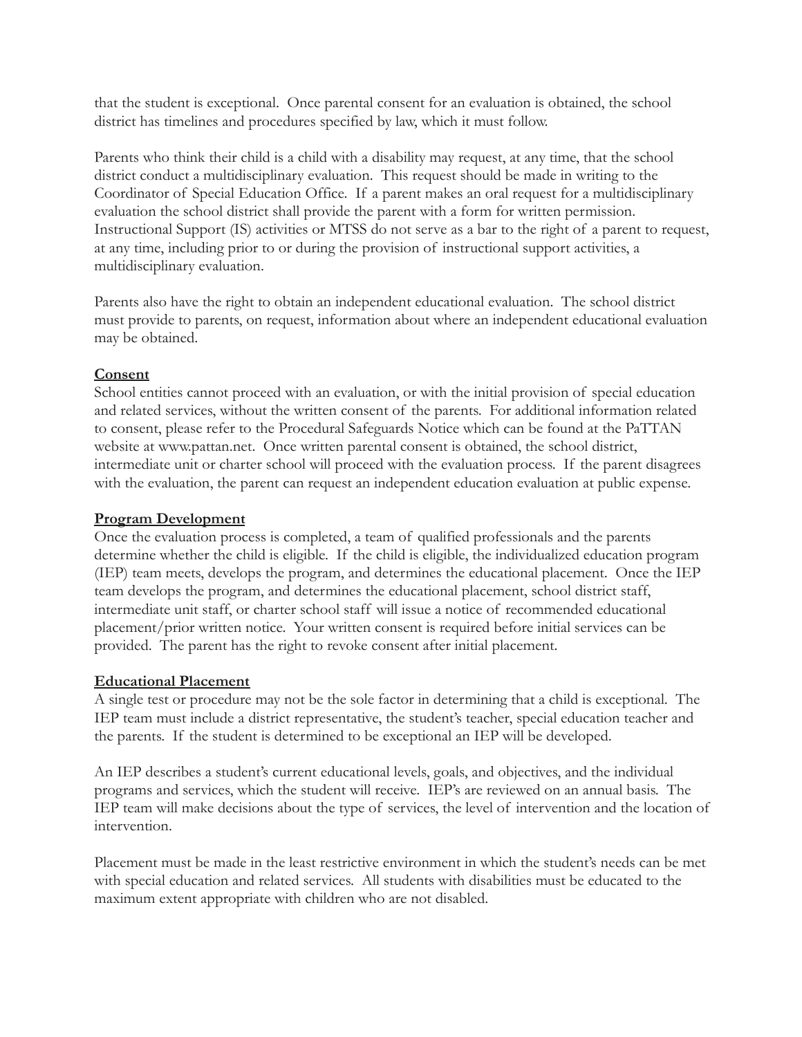that the student is exceptional. Once parental consent for an evaluation is obtained, the school district has timelines and procedures specified by law, which it must follow.

Parents who think their child is a child with a disability may request, at any time, that the school district conduct a multidisciplinary evaluation. This request should be made in writing to the Coordinator of Special Education Office. If a parent makes an oral request for a multidisciplinary evaluation the school district shall provide the parent with a form for written permission. Instructional Support (IS) activities or MTSS do not serve as a bar to the right of a parent to request, at any time, including prior to or during the provision of instructional support activities, a multidisciplinary evaluation.

Parents also have the right to obtain an independent educational evaluation. The school district must provide to parents, on request, information about where an independent educational evaluation may be obtained.

**Consent**

School entities cannot proceed with an evaluation, or with the initial provision of special education and related services, without the written consent of the parents. For additional information related to consent, please refer to the Procedural Safeguards Notice which can be found at the PaTTAN website at www.pattan.net. Once written parental consent is obtained, the school district, intermediate unit or charter school will proceed with the evaluation process. If the parent disagrees with the evaluation, the parent can request an independent education evaluation at public expense.

**Program Development**

Once the evaluation process is completed, a team of qualified professionals and the parents determine whether the child is eligible. If the child is eligible, the individualized education program (IEP) team meets, develops the program, and determines the educational placement. Once the IEP team develops the program, and determines the educational placement, school district staff, intermediate unit staff, or charter school staff will issue a notice of recommended educational placement/prior written notice. Your written consent is required before initial services can be provided. The parent has the right to revoke consent after initial placement.

**Educational Placement**

A single test or procedure may not be the sole factor in determining that a child is exceptional. The IEP team must include a district representative, the student's teacher, special education teacher and the parents. If the student is determined to be exceptional an IEP will be developed.

An IEP describes a student's current educational levels, goals, and objectives, and the individual programs and services, which the student will receive. IEP's are reviewed on an annual basis. The IEP team will make decisions about the type of services, the level of intervention and the location of intervention.

Placement must be made in the least restrictive environment in which the student's needs can be met with special education and related services. All students with disabilities must be educated to the maximum extent appropriate with children who are not disabled.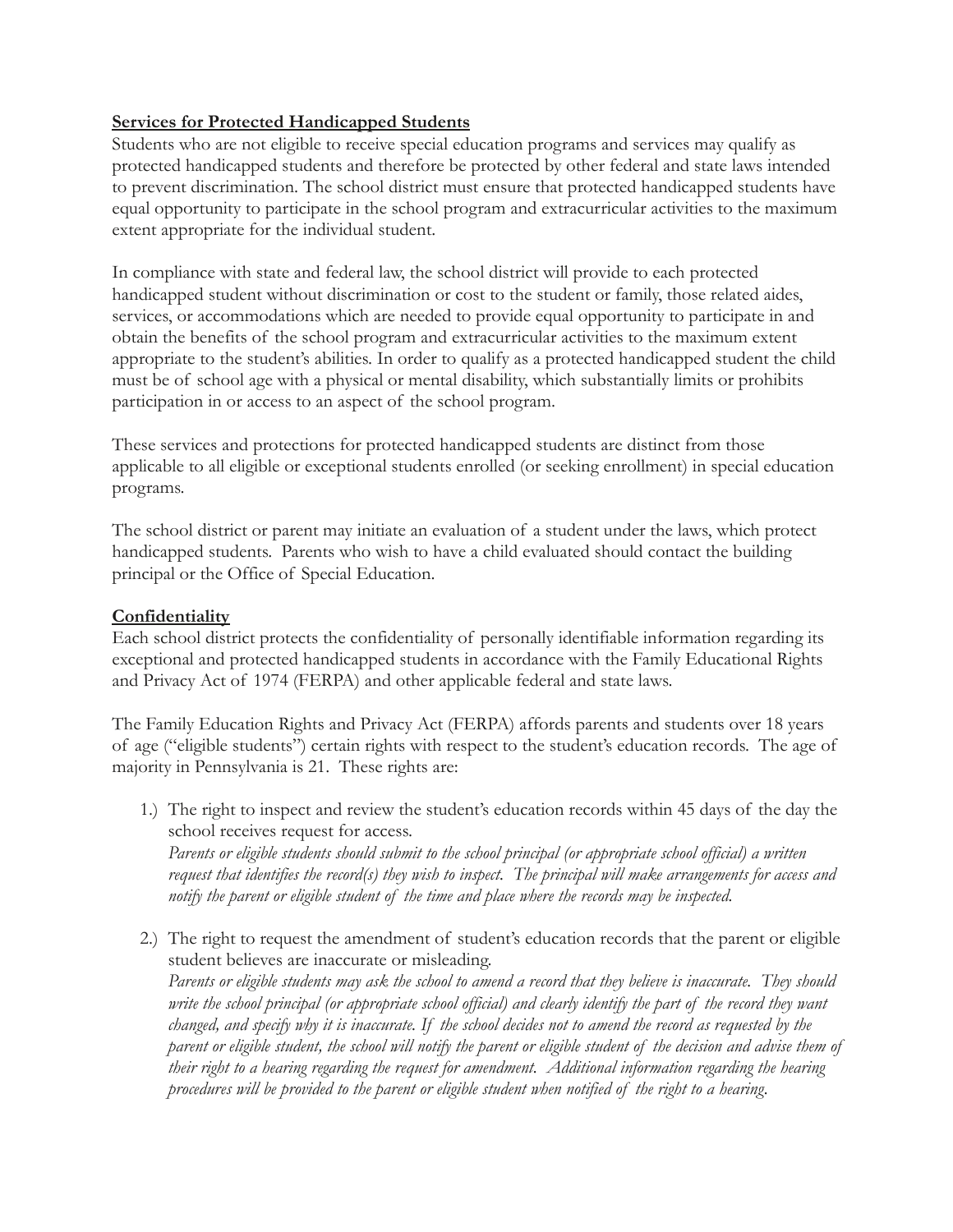**Services for Protected Handicapped Students**

Students who are not eligible to receive special education programs and services may qualify as protected handicapped students and therefore be protected by other federal and state laws intended to prevent discrimination. The school district must ensure that protected handicapped students have equal opportunity to participate in the school program and extracurricular activities to the maximum extent appropriate for the individual student.

In compliance with state and federal law, the school district will provide to each protected handicapped student without discrimination or cost to the student or family, those related aides, services, or accommodations which are needed to provide equal opportunity to participate in and obtain the benefits of the school program and extracurricular activities to the maximum extent appropriate to the student's abilities. In order to qualify as a protected handicapped student the child must be of school age with a physical or mental disability, which substantially limits or prohibits participation in or access to an aspect of the school program.

These services and protections for protected handicapped students are distinct from those applicable to all eligible or exceptional students enrolled (or seeking enrollment) in special education programs.

The school district or parent may initiate an evaluation of a student under the laws, which protect handicapped students. Parents who wish to have a child evaluated should contact the building principal or the Office of Special Education.

**Confidentiality**

Each school district protects the confidentiality of personally identifiable information regarding its exceptional and protected handicapped students in accordance with the Family Educational Rights and Privacy Act of 1974 (FERPA) and other applicable federal and state laws.

The Family Education Rights and Privacy Act (FERPA) affords parents and students over 18 years of age ("eligible students") certain rights with respect to the student's education records. The age of majority in Pennsylvania is 21. These rights are:

1.) The right to inspect and review the student's education records within 45 days of the day the school receives request for access.
*Parents or eligible students should submit to the school principal (or appropriate school official) a written request that identifies the record(s) they wish to inspect. The principal will make arrangements for access and notify the parent or eligible student of the time and place where the records may be inspected.*

2.) The right to request the amendment of student's education records that the parent or eligible student believes are inaccurate or misleading.
*Parents or eligible students may ask the school to amend a record that they believe is inaccurate. They should write the school principal (or appropriate school official) and clearly identify the part of the record they want changed, and specify why it is inaccurate. If the school decides not to amend the record as requested by the parent or eligible student, the school will notify the parent or eligible student of the decision and advise them of their right to a hearing regarding the request for amendment. Additional information regarding the hearing procedures will be provided to the parent or eligible student when notified of the right to a hearing.*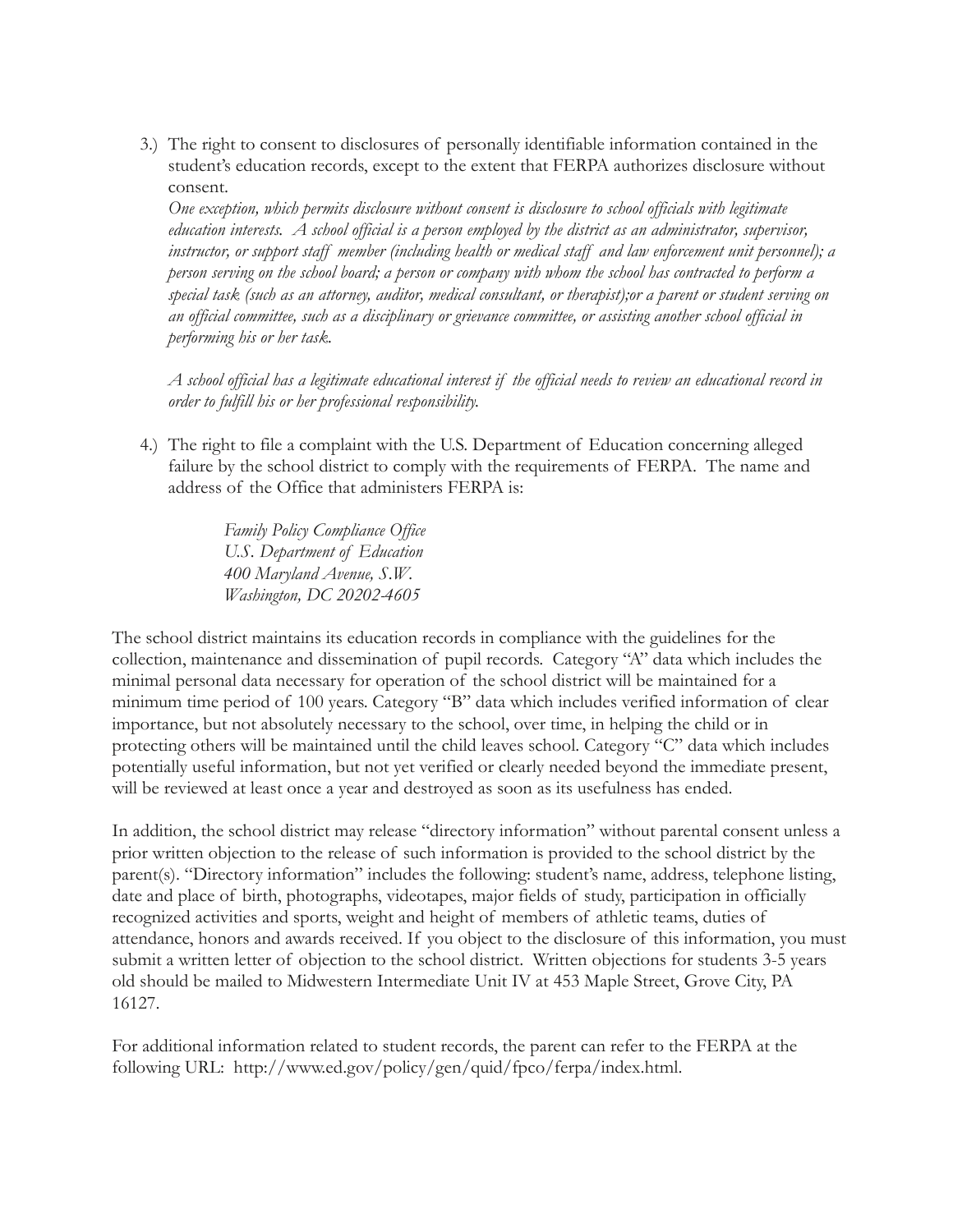3.) The right to consent to disclosures of personally identifiable information contained in the student's education records, except to the extent that FERPA authorizes disclosure without consent.

    *One exception, which permits disclosure without consent is disclosure to school officials with legitimate education interests. A school official is a person employed by the district as an administrator, supervisor, instructor, or support staff member (including health or medical staff and law enforcement unit personnel); a person serving on the school board; a person or company with whom the school has contracted to perform a special task (such as an attorney, auditor, medical consultant, or therapist);or a parent or student serving on an official committee, such as a disciplinary or grievance committee, or assisting another school official in performing his or her task.*

    *A school official has a legitimate educational interest if the official needs to review an educational record in order to fulfill his or her professional responsibility.*

4.) The right to file a complaint with the U.S. Department of Education concerning alleged failure by the school district to comply with the requirements of FERPA. The name and address of the Office that administers FERPA is:

    *Family Policy Compliance Office*
    *U.S. Department of Education*
    *400 Maryland Avenue, S.W.*
    *Washington, DC 20202-4605*

The school district maintains its education records in compliance with the guidelines for the collection, maintenance and dissemination of pupil records. Category "A" data which includes the minimal personal data necessary for operation of the school district will be maintained for a minimum time period of 100 years. Category "B" data which includes verified information of clear importance, but not absolutely necessary to the school, over time, in helping the child or in protecting others will be maintained until the child leaves school. Category "C" data which includes potentially useful information, but not yet verified or clearly needed beyond the immediate present, will be reviewed at least once a year and destroyed as soon as its usefulness has ended.

In addition, the school district may release "directory information" without parental consent unless a prior written objection to the release of such information is provided to the school district by the parent(s). "Directory information" includes the following: student's name, address, telephone listing, date and place of birth, photographs, videotapes, major fields of study, participation in officially recognized activities and sports, weight and height of members of athletic teams, duties of attendance, honors and awards received. If you object to the disclosure of this information, you must submit a written letter of objection to the school district. Written objections for students 3-5 years old should be mailed to Midwestern Intermediate Unit IV at 453 Maple Street, Grove City, PA 16127.

For additional information related to student records, the parent can refer to the FERPA at the following URL: http://www.ed.gov/policy/gen/quid/fpco/ferpa/index.html.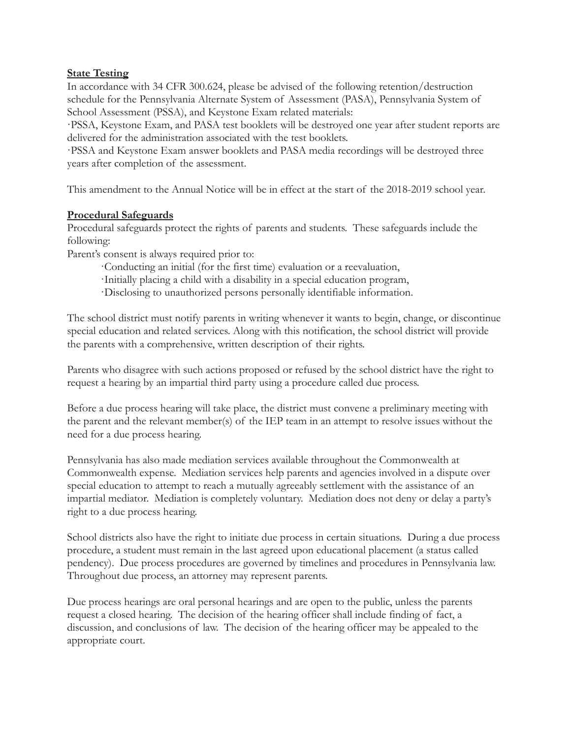**State Testing**

In accordance with 34 CFR 300.624, please be advised of the following retention/destruction schedule for the Pennsylvania Alternate System of Assessment (PASA), Pennsylvania System of School Assessment (PSSA), and Keystone Exam related materials:

·PSSA, Keystone Exam, and PASA test booklets will be destroyed one year after student reports are delivered for the administration associated with the test booklets.

·PSSA and Keystone Exam answer booklets and PASA media recordings will be destroyed three years after completion of the assessment.

This amendment to the Annual Notice will be in effect at the start of the 2018-2019 school year.

**Procedural Safeguards**

Procedural safeguards protect the rights of parents and students. These safeguards include the following:

Parent's consent is always required prior to:

- ·Conducting an initial (for the first time) evaluation or a reevaluation,
- ·Initially placing a child with a disability in a special education program,
- ·Disclosing to unauthorized persons personally identifiable information.

The school district must notify parents in writing whenever it wants to begin, change, or discontinue special education and related services. Along with this notification, the school district will provide the parents with a comprehensive, written description of their rights.

Parents who disagree with such actions proposed or refused by the school district have the right to request a hearing by an impartial third party using a procedure called due process.

Before a due process hearing will take place, the district must convene a preliminary meeting with the parent and the relevant member(s) of the IEP team in an attempt to resolve issues without the need for a due process hearing.

Pennsylvania has also made mediation services available throughout the Commonwealth at Commonwealth expense. Mediation services help parents and agencies involved in a dispute over special education to attempt to reach a mutually agreeably settlement with the assistance of an impartial mediator. Mediation is completely voluntary. Mediation does not deny or delay a party's right to a due process hearing.

School districts also have the right to initiate due process in certain situations. During a due process procedure, a student must remain in the last agreed upon educational placement (a status called pendency). Due process procedures are governed by timelines and procedures in Pennsylvania law. Throughout due process, an attorney may represent parents.

Due process hearings are oral personal hearings and are open to the public, unless the parents request a closed hearing. The decision of the hearing officer shall include finding of fact, a discussion, and conclusions of law. The decision of the hearing officer may be appealed to the appropriate court.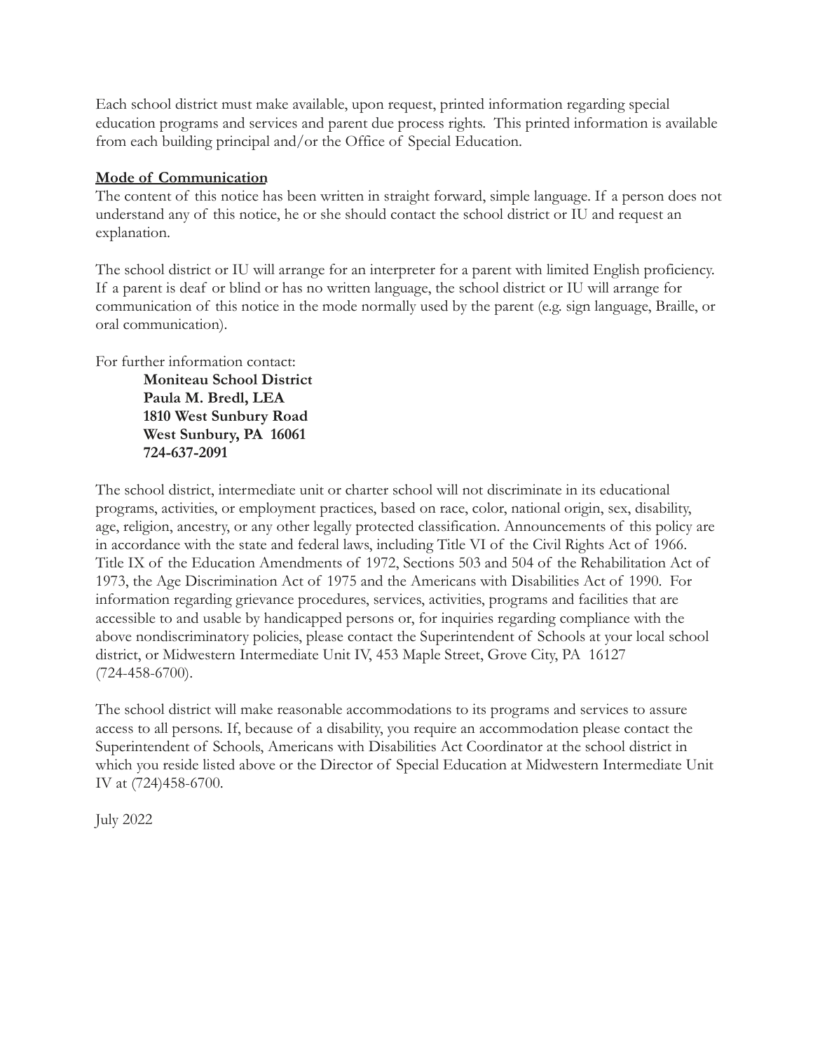Each school district must make available, upon request, printed information regarding special education programs and services and parent due process rights. This printed information is available from each building principal and/or the Office of Special Education.

**<u>Mode of Communication</u>**

The content of this notice has been written in straight forward, simple language. If a person does not understand any of this notice, he or she should contact the school district or IU and request an explanation.

The school district or IU will arrange for an interpreter for a parent with limited English proficiency. If a parent is deaf or blind or has no written language, the school district or IU will arrange for communication of this notice in the mode normally used by the parent (e.g. sign language, Braille, or oral communication).

For further information contact:

> **Moniteau School District**
> **Paula M. Bredl, LEA**
> **1810 West Sunbury Road**
> **West Sunbury, PA 16061**
> **724-637-2091**

The school district, intermediate unit or charter school will not discriminate in its educational programs, activities, or employment practices, based on race, color, national origin, sex, disability, age, religion, ancestry, or any other legally protected classification. Announcements of this policy are in accordance with the state and federal laws, including Title VI of the Civil Rights Act of 1966. Title IX of the Education Amendments of 1972, Sections 503 and 504 of the Rehabilitation Act of 1973, the Age Discrimination Act of 1975 and the Americans with Disabilities Act of 1990. For information regarding grievance procedures, services, activities, programs and facilities that are accessible to and usable by handicapped persons or, for inquiries regarding compliance with the above nondiscriminatory policies, please contact the Superintendent of Schools at your local school district, or Midwestern Intermediate Unit IV, 453 Maple Street, Grove City, PA 16127 (724-458-6700).

The school district will make reasonable accommodations to its programs and services to assure access to all persons. If, because of a disability, you require an accommodation please contact the Superintendent of Schools, Americans with Disabilities Act Coordinator at the school district in which you reside listed above or the Director of Special Education at Midwestern Intermediate Unit IV at (724)458-6700.

July 2022